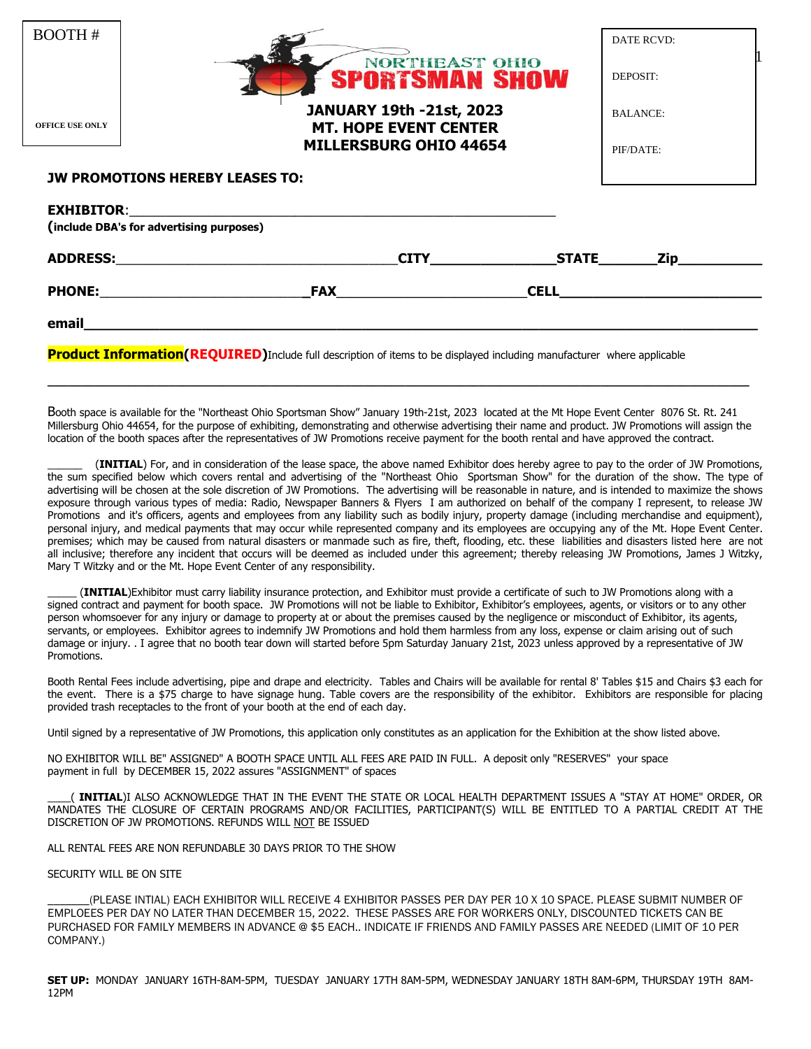| BOOTH # |
|---|
| OFFICE USE ONLY |

NORTHEAST OHIO
**SPORTSMAN SHOW**

**JANUARY 19th -21st, 2023**
**MT. HOPE EVENT CENTER**
**MILLERSBURG OHIO 44654**

| |
|---|
| DATE RCVD: |
| DEPOSIT: |
| BALANCE: |
| PIF/DATE: |

**JW PROMOTIONS HEREBY LEASES TO:**

**EXHIBITOR**:_____________________________________________________________
**(include DBA's for advertising purposes)**

**ADDRESS:**_____________________________________**CITY**_______________**STATE**_______**Zip**__________

**PHONE:**__________________________**FAX**________________________**CELL**__________________________

**email**___________________________________________________________________________________

**Product Information(REQUIRED)** Include full description of items to be displayed including manufacturer where applicable

___________________________________________________________________________________________

Booth space is available for the "Northeast Ohio Sportsman Show" January 19th-21st, 2023 located at the Mt Hope Event Center 8076 St. Rt. 241 Millersburg Ohio 44654, for the purpose of exhibiting, demonstrating and otherwise advertising their name and product. JW Promotions will assign the location of the booth spaces after the representatives of JW Promotions receive payment for the booth rental and have approved the contract.

______ (**INITIAL**) For, and in consideration of the lease space, the above named Exhibitor does hereby agree to pay to the order of JW Promotions, the sum specified below which covers rental and advertising of the "Northeast Ohio Sportsman Show" for the duration of the show. The type of advertising will be chosen at the sole discretion of JW Promotions. The advertising will be reasonable in nature, and is intended to maximize the shows exposure through various types of media: Radio, Newspaper Banners & Flyers I am authorized on behalf of the company I represent, to release JW Promotions and it's officers, agents and employees from any liability such as bodily injury, property damage (including merchandise and equipment), personal injury, and medical payments that may occur while represented company and its employees are occupying any of the Mt. Hope Event Center. premises; which may be caused from natural disasters or manmade such as fire, theft, flooding, etc. these liabilities and disasters listed here are not all inclusive; therefore any incident that occurs will be deemed as included under this agreement; thereby releasing JW Promotions, James J Witzky, Mary T Witzky and or the Mt. Hope Event Center of any responsibility.

_____ (**INITIAL**)Exhibitor must carry liability insurance protection, and Exhibitor must provide a certificate of such to JW Promotions along with a signed contract and payment for booth space. JW Promotions will not be liable to Exhibitor, Exhibitor's employees, agents, or visitors or to any other person whomsoever for any injury or damage to property at or about the premises caused by the negligence or misconduct of Exhibitor, its agents, servants, or employees. Exhibitor agrees to indemnify JW Promotions and hold them harmless from any loss, expense or claim arising out of such damage or injury. . I agree that no booth tear down will started before 5pm Saturday January 21st, 2023 unless approved by a representative of JW Promotions.

Booth Rental Fees include advertising, pipe and drape and electricity. Tables and Chairs will be available for rental 8' Tables $15 and Chairs $3 each for the event. There is a $75 charge to have signage hung. Table covers are the responsibility of the exhibitor. Exhibitors are responsible for placing provided trash receptacles to the front of your booth at the end of each day.

Until signed by a representative of JW Promotions, this application only constitutes as an application for the Exhibition at the show listed above.

NO EXHIBITOR WILL BE" ASSIGNED" A BOOTH SPACE UNTIL ALL FEES ARE PAID IN FULL. A deposit only "RESERVES" your space payment in full by DECEMBER 15, 2022 assures "ASSIGNMENT" of spaces

____( **INITIAL**)I ALSO ACKNOWLEDGE THAT IN THE EVENT THE STATE OR LOCAL HEALTH DEPARTMENT ISSUES A "STAY AT HOME" ORDER, OR MANDATES THE CLOSURE OF CERTAIN PROGRAMS AND/OR FACILITIES, PARTICIPANT(S) WILL BE ENTITLED TO A PARTIAL CREDIT AT THE DISCRETION OF JW PROMOTIONS. REFUNDS WILL NOT BE ISSUED

ALL RENTAL FEES ARE NON REFUNDABLE 30 DAYS PRIOR TO THE SHOW

SECURITY WILL BE ON SITE

_______(PLEASE INTIAL) EACH EXHIBITOR WILL RECEIVE 4 EXHIBITOR PASSES PER DAY PER 10 X 10 SPACE. PLEASE SUBMIT NUMBER OF EMPLOEES PER DAY NO LATER THAN DECEMBER 15, 2022. THESE PASSES ARE FOR WORKERS ONLY, DISCOUNTED TICKETS CAN BE PURCHASED FOR FAMILY MEMBERS IN ADVANCE @ $5 EACH.. INDICATE IF FRIENDS AND FAMILY PASSES ARE NEEDED (LIMIT OF 10 PER COMPANY.)

**SET UP:** MONDAY JANUARY 16TH-8AM-5PM, TUESDAY JANUARY 17TH 8AM-5PM, WEDNESDAY JANUARY 18TH 8AM-6PM, THURSDAY 19TH 8AM-12PM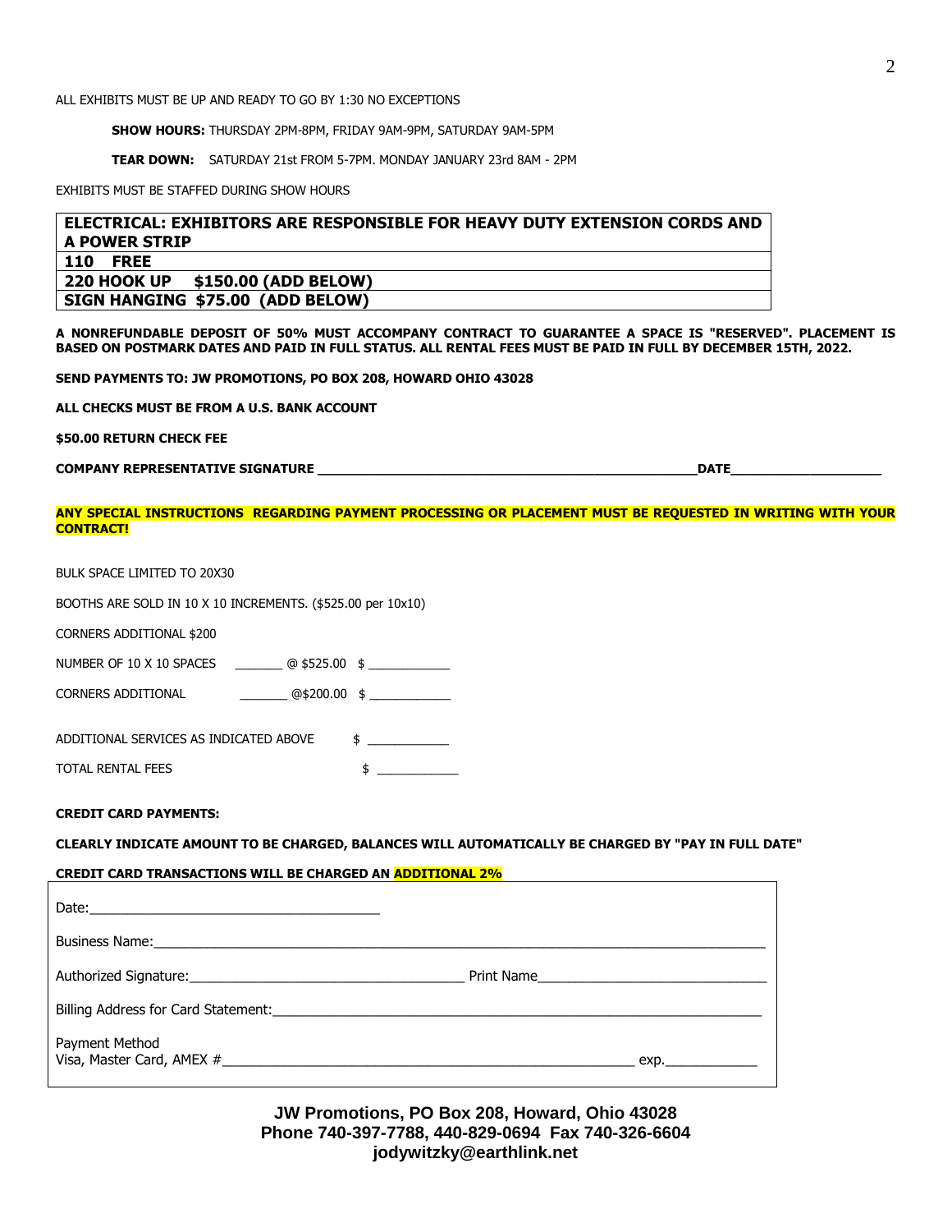ALL EXHIBITS MUST BE UP AND READY TO GO BY 1:30 NO EXCEPTIONS

**SHOW HOURS:** THURSDAY 2PM-8PM, FRIDAY 9AM-9PM, SATURDAY 9AM-5PM

**TEAR DOWN:** SATURDAY 21st FROM 5-7PM. MONDAY JANUARY 23rd 8AM - 2PM

EXHIBITS MUST BE STAFFED DURING SHOW HOURS

| |
|---|
| **ELECTRICAL: EXHIBITORS ARE RESPONSIBLE FOR HEAVY DUTY EXTENSION CORDS AND A POWER STRIP** |
| **110 FREE** |
| **220 HOOK UP $150.00 (ADD BELOW)** |
| **SIGN HANGING $75.00 (ADD BELOW)** |

**A NONREFUNDABLE DEPOSIT OF 50% MUST ACCOMPANY CONTRACT TO GUARANTEE A SPACE IS "RESERVED". PLACEMENT IS BASED ON POSTMARK DATES AND PAID IN FULL STATUS. ALL RENTAL FEES MUST BE PAID IN FULL BY DECEMBER 15TH, 2022.**

**SEND PAYMENTS TO: JW PROMOTIONS, PO BOX 208, HOWARD OHIO 43028**

**ALL CHECKS MUST BE FROM A U.S. BANK ACCOUNT**

**$50.00 RETURN CHECK FEE**

**COMPANY REPRESENTATIVE SIGNATURE ____________________________________________________DATE____________________**

**ANY SPECIAL INSTRUCTIONS REGARDING PAYMENT PROCESSING OR PLACEMENT MUST BE REQUESTED IN WRITING WITH YOUR CONTRACT!**

BULK SPACE LIMITED TO 20X30

BOOTHS ARE SOLD IN 10 X 10 INCREMENTS. ($525.00 per 10x10)

CORNERS ADDITIONAL $200

NUMBER OF 10 X 10 SPACES _______ @ $525.00 $ ____________

CORNERS ADDITIONAL _______ @$200.00 $ ____________

ADDITIONAL SERVICES AS INDICATED ABOVE $ ____________

TOTAL RENTAL FEES $ ____________

**CREDIT CARD PAYMENTS:**

**CLEARLY INDICATE AMOUNT TO BE CHARGED, BALANCES WILL AUTOMATICALLY BE CHARGED BY "PAY IN FULL DATE"**

**CREDIT CARD TRANSACTIONS WILL BE CHARGED AN ADDITIONAL 2%**

Date:________________________________________

Business Name:________________________________________________________________________________

Authorized Signature:_____________________________________ Print Name_______________________________

Billing Address for Card Statement:_____________________________________________________________________

Payment Method
Visa, Master Card, AMEX #________________________________________________________ exp.____________

**JW Promotions, PO Box 208, Howard, Ohio 43028**
**Phone 740-397-7788, 440-829-0694 Fax 740-326-6604**
**jodywitzky@earthlink.net**